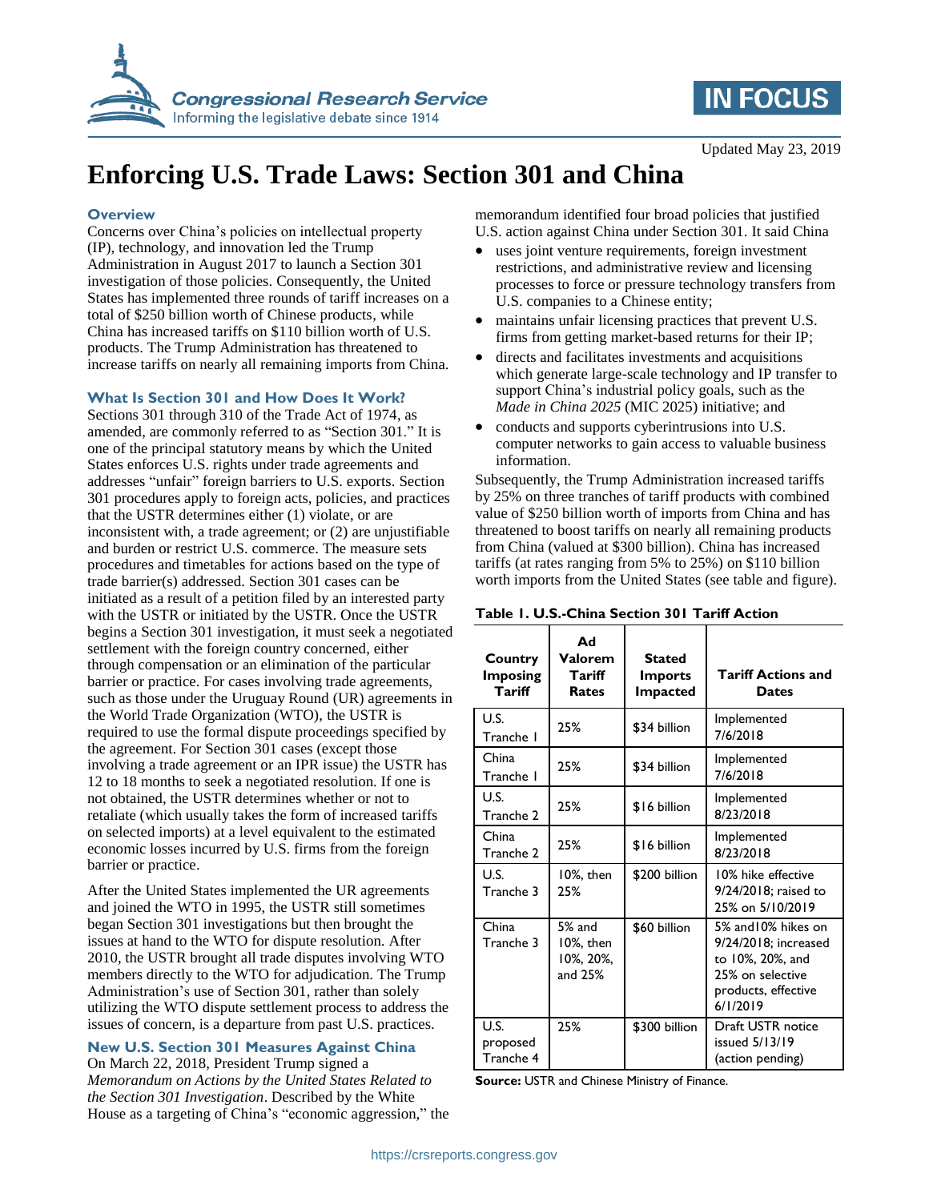Updated May 23, 2019

# Enforcing U.S. Trade Laws: Section 301 and China

## Overview

Concerns over China's policies on intellectual property (IP), technology, and innovation led the Trump Administration in August 2017 to launch a Section 301 investigation of those policies. Consequently, the United States has implemented three rounds of tariff increases on a total of $250 billion worth of Chinese products, while China has increased tariffs on $110 billion worth of U.S. products. The Trump Administration has threatened to increase tariffs on nearly all remaining imports from China.

## What Is Section 301 and How Does It Work?

Sections 301 through 310 of the Trade Act of 1974, as amended, are commonly referred to as "Section 301." It is one of the principal statutory means by which the United States enforces U.S. rights under trade agreements and addresses "unfair" foreign barriers to U.S. exports. Section 301 procedures apply to foreign acts, policies, and practices that the USTR determines either (1) violate, or are inconsistent with, a trade agreement; or (2) are unjustifiable and burden or restrict U.S. commerce. The measure sets procedures and timetables for actions based on the type of trade barrier(s) addressed. Section 301 cases can be initiated as a result of a petition filed by an interested party with the USTR or initiated by the USTR. Once the USTR begins a Section 301 investigation, it must seek a negotiated settlement with the foreign country concerned, either through compensation or an elimination of the particular barrier or practice. For cases involving trade agreements, such as those under the Uruguay Round (UR) agreements in the World Trade Organization (WTO), the USTR is required to use the formal dispute proceedings specified by the agreement. For Section 301 cases (except those involving a trade agreement or an IPR issue) the USTR has 12 to 18 months to seek a negotiated resolution. If one is not obtained, the USTR determines whether or not to retaliate (which usually takes the form of increased tariffs on selected imports) at a level equivalent to the estimated economic losses incurred by U.S. firms from the foreign barrier or practice.

After the United States implemented the UR agreements and joined the WTO in 1995, the USTR still sometimes began Section 301 investigations but then brought the issues at hand to the WTO for dispute resolution. After 2010, the USTR brought all trade disputes involving WTO members directly to the WTO for adjudication. The Trump Administration's use of Section 301, rather than solely utilizing the WTO dispute settlement process to address the issues of concern, is a departure from past U.S. practices.

## New U.S. Section 301 Measures Against China

On March 22, 2018, President Trump signed a *Memorandum on Actions by the United States Related to the Section 301 Investigation*. Described by the White House as a targeting of China's "economic aggression," the memorandum identified four broad policies that justified U.S. action against China under Section 301. It said China

- uses joint venture requirements, foreign investment restrictions, and administrative review and licensing processes to force or pressure technology transfers from U.S. companies to a Chinese entity;
- maintains unfair licensing practices that prevent U.S. firms from getting market-based returns for their IP;
- directs and facilitates investments and acquisitions which generate large-scale technology and IP transfer to support China's industrial policy goals, such as the *Made in China 2025* (MIC 2025) initiative; and
- conducts and supports cyberintrusions into U.S. computer networks to gain access to valuable business information.

Subsequently, the Trump Administration increased tariffs by 25% on three tranches of tariff products with combined value of $250 billion worth of imports from China and has threatened to boost tariffs on nearly all remaining products from China (valued at $300 billion). China has increased tariffs (at rates ranging from 5% to 25%) on $110 billion worth imports from the United States (see table and figure).

**Table 1. U.S.-China Section 301 Tariff Action**

| Country Imposing Tariff | Ad Valorem Tariff Rates | Stated Imports Impacted | Tariff Actions and Dates |
|---|---|---|---|
| U.S. Tranche 1 | 25% | $34 billion | Implemented 7/6/2018 |
| China Tranche 1 | 25% | $34 billion | Implemented 7/6/2018 |
| U.S. Tranche 2 | 25% | $16 billion | Implemented 8/23/2018 |
| China Tranche 2 | 25% | $16 billion | Implemented 8/23/2018 |
| U.S. Tranche 3 | 10%, then 25% | $200 billion | 10% hike effective 9/24/2018; raised to 25% on 5/10/2019 |
| China Tranche 3 | 5% and 10%, then 10%, 20%, and 25% | $60 billion | 5% and10% hikes on 9/24/2018; increased to 10%, 20%, and 25% on selective products, effective 6/1/2019 |
| U.S. proposed Tranche 4 | 25% | $300 billion | Draft USTR notice issued 5/13/19 (action pending) |

**Source:** USTR and Chinese Ministry of Finance.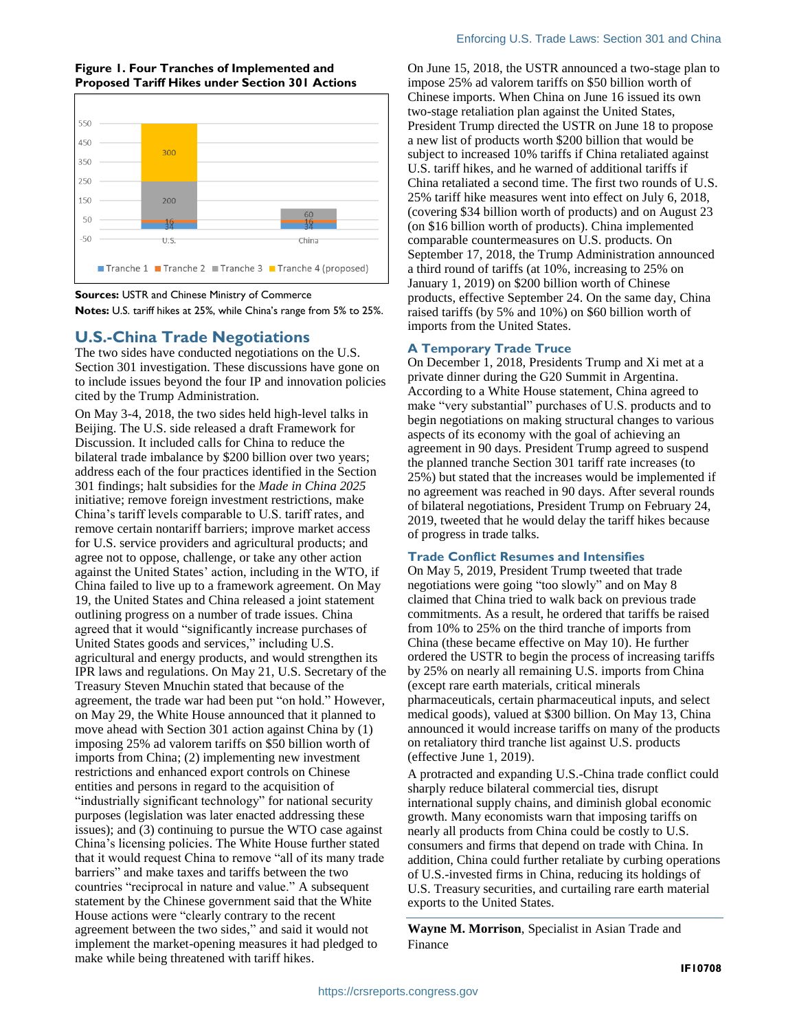**Figure 1. Four Tranches of Implemented and Proposed Tariff Hikes under Section 301 Actions**

| | Tranche 1 | Tranche 2 | Tranche 3 | Tranche 4 (proposed) |
|---|---|---|---|---|
| U.S. | 34 | 16 | 200 | 300 |
| China | 34 | 16 | 60 | |

**Sources:** USTR and Chinese Ministry of Commerce

**Notes:** U.S. tariff hikes at 25%, while China's range from 5% to 25%.

## U.S.-China Trade Negotiations

The two sides have conducted negotiations on the U.S. Section 301 investigation. These discussions have gone on to include issues beyond the four IP and innovation policies cited by the Trump Administration.

On May 3-4, 2018, the two sides held high-level talks in Beijing. The U.S. side released a draft Framework for Discussion. It included calls for China to reduce the bilateral trade imbalance by $200 billion over two years; address each of the four practices identified in the Section 301 findings; halt subsidies for the *Made in China 2025* initiative; remove foreign investment restrictions, make China's tariff levels comparable to U.S. tariff rates, and remove certain nontariff barriers; improve market access for U.S. service providers and agricultural products; and agree not to oppose, challenge, or take any other action against the United States' action, including in the WTO, if China failed to live up to a framework agreement. On May 19, the United States and China released a joint statement outlining progress on a number of trade issues. China agreed that it would "significantly increase purchases of United States goods and services," including U.S. agricultural and energy products, and would strengthen its IPR laws and regulations. On May 21, U.S. Secretary of the Treasury Steven Mnuchin stated that because of the agreement, the trade war had been put "on hold." However, on May 29, the White House announced that it planned to move ahead with Section 301 action against China by (1) imposing 25% ad valorem tariffs on $50 billion worth of imports from China; (2) implementing new investment restrictions and enhanced export controls on Chinese entities and persons in regard to the acquisition of "industrially significant technology" for national security purposes (legislation was later enacted addressing these issues); and (3) continuing to pursue the WTO case against China's licensing policies. The White House further stated that it would request China to remove "all of its many trade barriers" and make taxes and tariffs between the two countries "reciprocal in nature and value." A subsequent statement by the Chinese government said that the White House actions were "clearly contrary to the recent agreement between the two sides," and said it would not implement the market-opening measures it had pledged to make while being threatened with tariff hikes.

On June 15, 2018, the USTR announced a two-stage plan to impose 25% ad valorem tariffs on $50 billion worth of Chinese imports. When China on June 16 issued its own two-stage retaliation plan against the United States, President Trump directed the USTR on June 18 to propose a new list of products worth $200 billion that would be subject to increased 10% tariffs if China retaliated against U.S. tariff hikes, and he warned of additional tariffs if China retaliated a second time. The first two rounds of U.S. 25% tariff hike measures went into effect on July 6, 2018, (covering $34 billion worth of products) and on August 23 (on $16 billion worth of products). China implemented comparable countermeasures on U.S. products. On September 17, 2018, the Trump Administration announced a third round of tariffs (at 10%, increasing to 25% on January 1, 2019) on $200 billion worth of Chinese products, effective September 24. On the same day, China raised tariffs (by 5% and 10%) on $60 billion worth of imports from the United States.

### A Temporary Trade Truce

On December 1, 2018, Presidents Trump and Xi met at a private dinner during the G20 Summit in Argentina. According to a White House statement, China agreed to make "very substantial" purchases of U.S. products and to begin negotiations on making structural changes to various aspects of its economy with the goal of achieving an agreement in 90 days. President Trump agreed to suspend the planned tranche Section 301 tariff rate increases (to 25%) but stated that the increases would be implemented if no agreement was reached in 90 days. After several rounds of bilateral negotiations, President Trump on February 24, 2019, tweeted that he would delay the tariff hikes because of progress in trade talks.

### Trade Conflict Resumes and Intensifies

On May 5, 2019, President Trump tweeted that trade negotiations were going "too slowly" and on May 8 claimed that China tried to walk back on previous trade commitments. As a result, he ordered that tariffs be raised from 10% to 25% on the third tranche of imports from China (these became effective on May 10). He further ordered the USTR to begin the process of increasing tariffs by 25% on nearly all remaining U.S. imports from China (except rare earth materials, critical minerals pharmaceuticals, certain pharmaceutical inputs, and select medical goods), valued at $300 billion. On May 13, China announced it would increase tariffs on many of the products on retaliatory third tranche list against U.S. products (effective June 1, 2019).

A protracted and expanding U.S.-China trade conflict could sharply reduce bilateral commercial ties, disrupt international supply chains, and diminish global economic growth. Many economists warn that imposing tariffs on nearly all products from China could be costly to U.S. consumers and firms that depend on trade with China. In addition, China could further retaliate by curbing operations of U.S.-invested firms in China, reducing its holdings of U.S. Treasury securities, and curtailing rare earth material exports to the United States.

---

**Wayne M. Morrison**, Specialist in Asian Trade and Finance

**IF10708**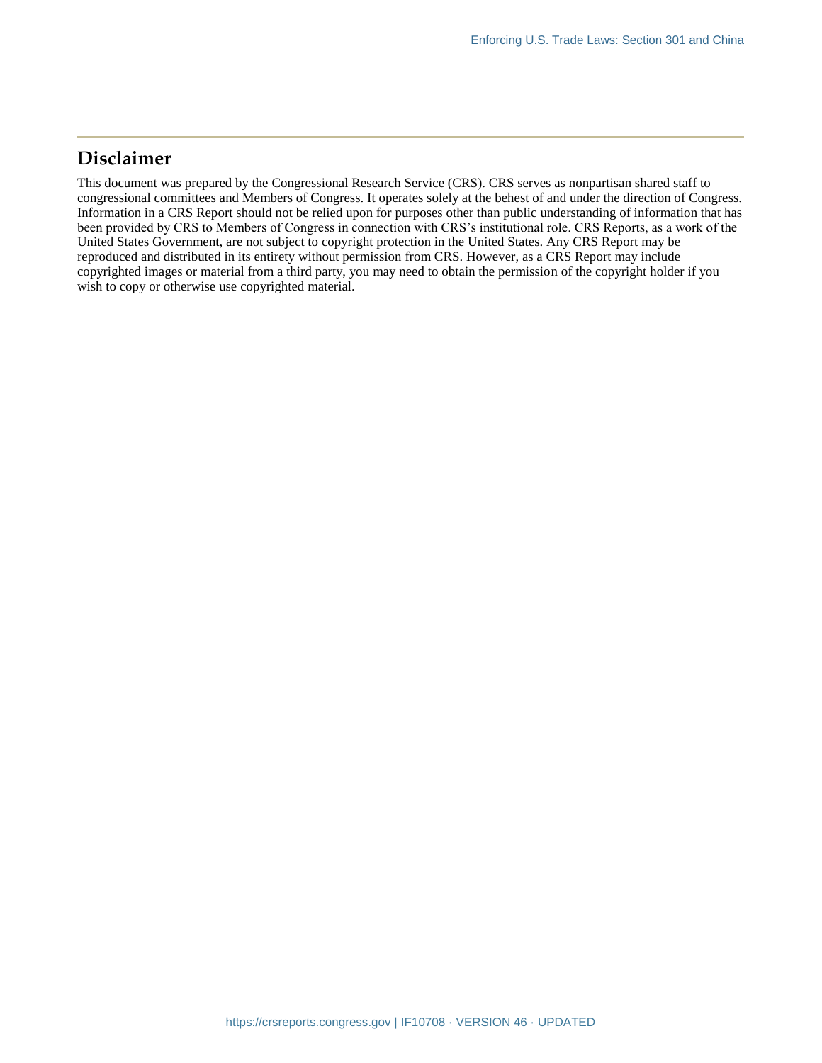## Disclaimer

This document was prepared by the Congressional Research Service (CRS). CRS serves as nonpartisan shared staff to congressional committees and Members of Congress. It operates solely at the behest of and under the direction of Congress. Information in a CRS Report should not be relied upon for purposes other than public understanding of information that has been provided by CRS to Members of Congress in connection with CRS's institutional role. CRS Reports, as a work of the United States Government, are not subject to copyright protection in the United States. Any CRS Report may be reproduced and distributed in its entirety without permission from CRS. However, as a CRS Report may include copyrighted images or material from a third party, you may need to obtain the permission of the copyright holder if you wish to copy or otherwise use copyrighted material.